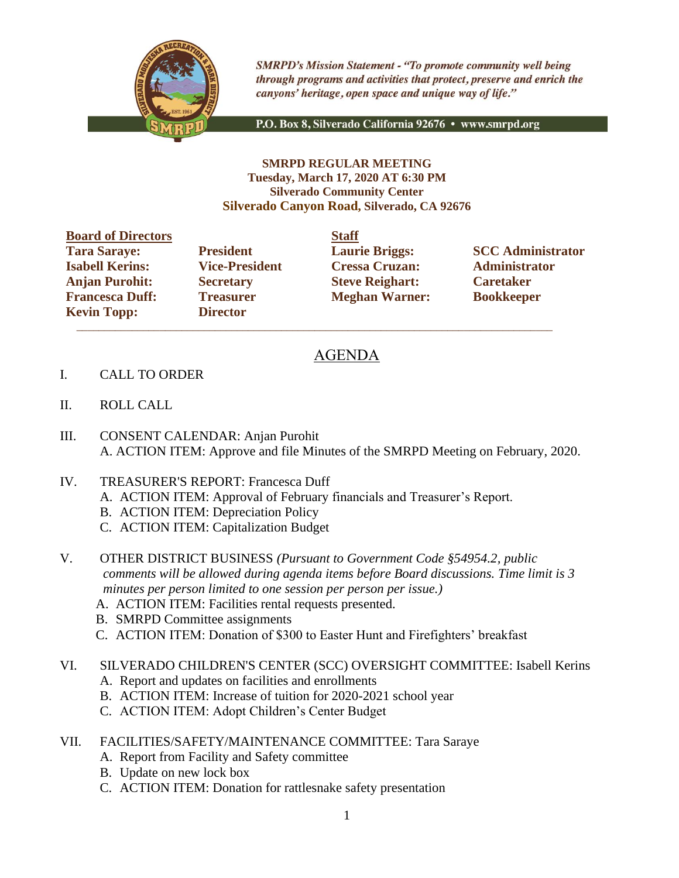*SMRPD's Mission Statement - "To promote community well being through programs and activities that protect, preserve and enrich the canyons' heritage, open space and unique way of life."*

P.O. Box 8, Silverado California 92676 • www.smrpd.org

**SMRPD REGULAR MEETING**
**Tuesday, March 17, 2020 AT 6:30 PM**
**Silverado Community Center**
**Silverado Canyon Road, Silverado, CA 92676**

| **Board of Directors** | | **Staff** | |
|---|---|---|---|
| **Tara Saraye:** | **President** | **Laurie Briggs:** | **SCC Administrator** |
| **Isabell Kerins:** | **Vice-President** | **Cressa Cruzan:** | **Administrator** |
| **Anjan Purohit:** | **Secretary** | **Steve Reighart:** | **Caretaker** |
| **Francesca Duff:** | **Treasurer** | **Meghan Warner:** | **Bookkeeper** |
| **Kevin Topp:** | **Director** | | |

# AGENDA

I. CALL TO ORDER

II. ROLL CALL

III. CONSENT CALENDAR: Anjan Purohit
   A. ACTION ITEM: Approve and file Minutes of the SMRPD Meeting on February, 2020.

IV. TREASURER'S REPORT: Francesca Duff
   A. ACTION ITEM: Approval of February financials and Treasurer's Report.
   B. ACTION ITEM: Depreciation Policy
   C. ACTION ITEM: Capitalization Budget

V. OTHER DISTRICT BUSINESS *(Pursuant to Government Code §54954.2, public comments will be allowed during agenda items before Board discussions. Time limit is 3 minutes per person limited to one session per person per issue.)*
   A. ACTION ITEM: Facilities rental requests presented.
   B. SMRPD Committee assignments
   C. ACTION ITEM: Donation of $300 to Easter Hunt and Firefighters' breakfast

VI. SILVERADO CHILDREN'S CENTER (SCC) OVERSIGHT COMMITTEE: Isabell Kerins
   A. Report and updates on facilities and enrollments
   B. ACTION ITEM: Increase of tuition for 2020-2021 school year
   C. ACTION ITEM: Adopt Children's Center Budget

VII. FACILITIES/SAFETY/MAINTENANCE COMMITTEE: Tara Saraye
   A. Report from Facility and Safety committee
   B. Update on new lock box
   C. ACTION ITEM: Donation for rattlesnake safety presentation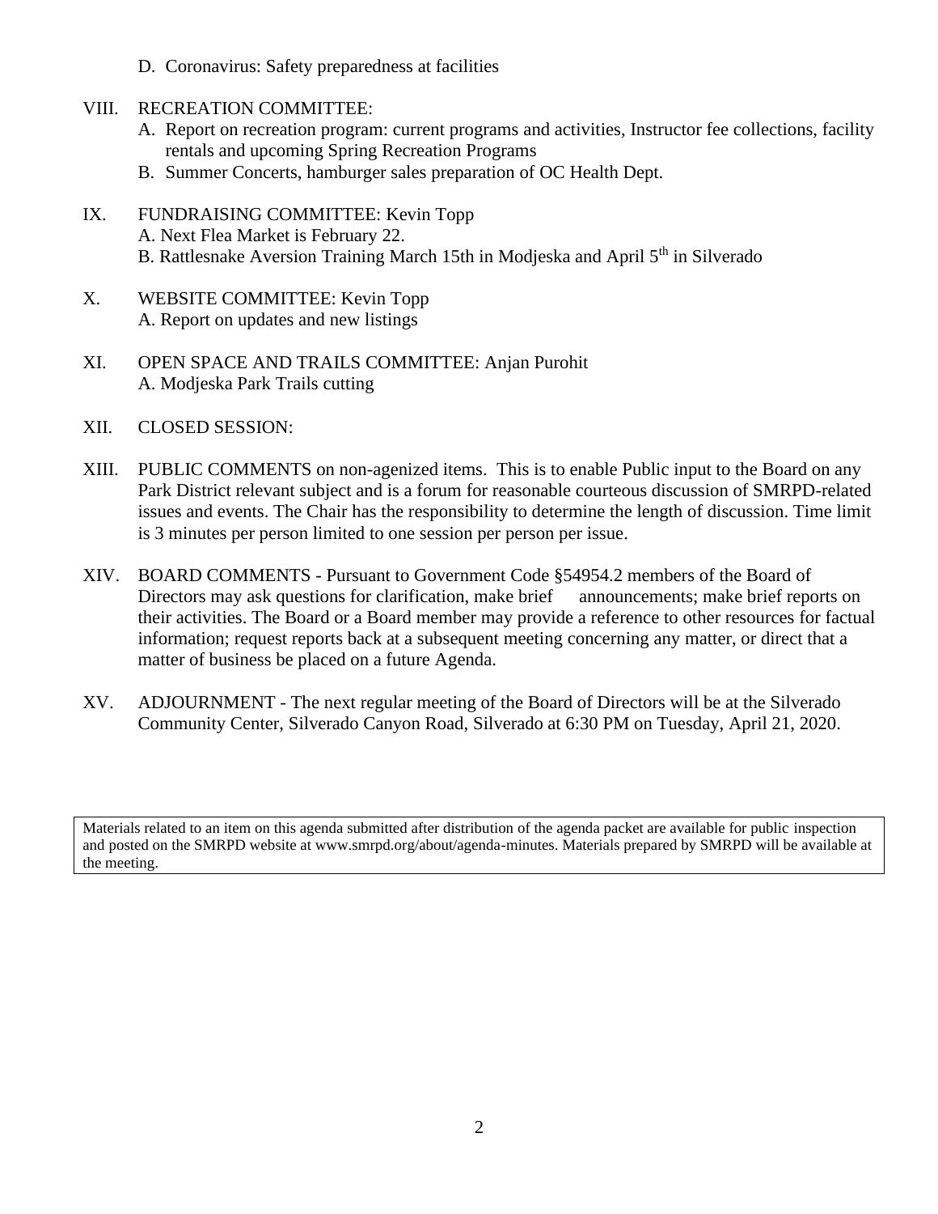D. Coronavirus: Safety preparedness at facilities

VIII. RECREATION COMMITTEE:

A. Report on recreation program: current programs and activities, Instructor fee collections, facility rentals and upcoming Spring Recreation Programs
B. Summer Concerts, hamburger sales preparation of OC Health Dept.

IX. FUNDRAISING COMMITTEE: Kevin Topp

A. Next Flea Market is February 22.
B. Rattlesnake Aversion Training March 15th in Modjeska and April 5th in Silverado

X. WEBSITE COMMITTEE: Kevin Topp

A. Report on updates and new listings

XI. OPEN SPACE AND TRAILS COMMITTEE: Anjan Purohit

A. Modjeska Park Trails cutting

XII. CLOSED SESSION:

XIII. PUBLIC COMMENTS on non-agenized items. This is to enable Public input to the Board on any Park District relevant subject and is a forum for reasonable courteous discussion of SMRPD-related issues and events. The Chair has the responsibility to determine the length of discussion. Time limit is 3 minutes per person limited to one session per person per issue.

XIV. BOARD COMMENTS - Pursuant to Government Code §54954.2 members of the Board of Directors may ask questions for clarification, make brief announcements; make brief reports on their activities. The Board or a Board member may provide a reference to other resources for factual information; request reports back at a subsequent meeting concerning any matter, or direct that a matter of business be placed on a future Agenda.

XV. ADJOURNMENT - The next regular meeting of the Board of Directors will be at the Silverado Community Center, Silverado Canyon Road, Silverado at 6:30 PM on Tuesday, April 21, 2020.

Materials related to an item on this agenda submitted after distribution of the agenda packet are available for public inspection and posted on the SMRPD website at www.smrpd.org/about/agenda-minutes. Materials prepared by SMRPD will be available at the meeting.